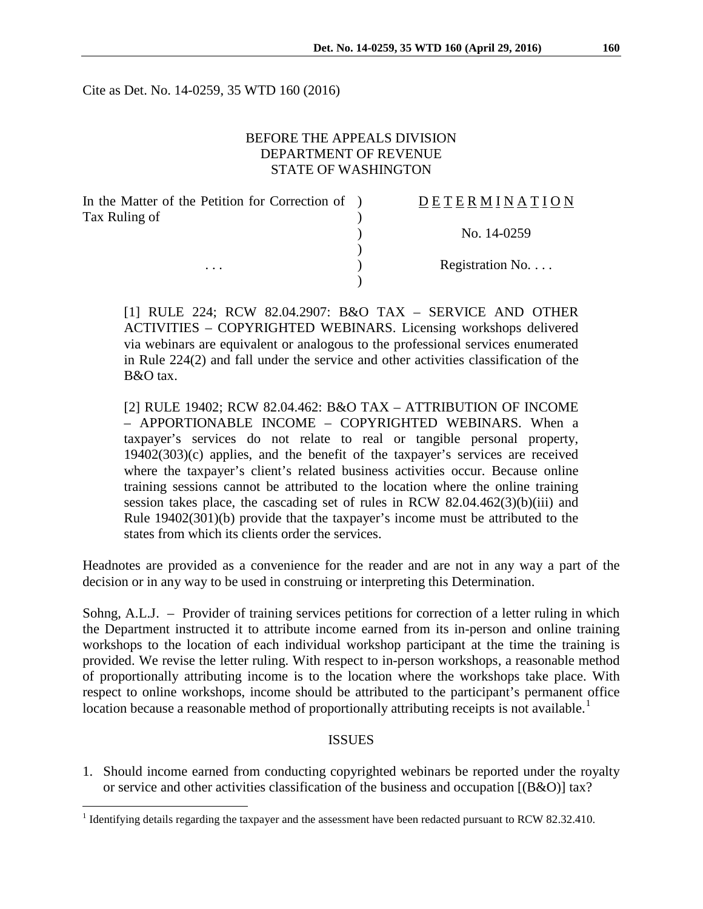Cite as Det. No. 14-0259, 35 WTD 160 (2016)

BEFORE THE APPEALS DIVISION
DEPARTMENT OF REVENUE
STATE OF WASHINGTON

| In the Matter of the Petition for Correction of Tax Ruling of | ) | D E T E R M I N A T I O N |
|---|---|---|
| | ) | No. 14-0259 |
| . . . | ) | Registration No. . . . |

[1] RULE 224; RCW 82.04.2907: B&O TAX – SERVICE AND OTHER ACTIVITIES – COPYRIGHTED WEBINARS. Licensing workshops delivered via webinars are equivalent or analogous to the professional services enumerated in Rule 224(2) and fall under the service and other activities classification of the B&O tax.

[2] RULE 19402; RCW 82.04.462: B&O TAX – ATTRIBUTION OF INCOME – APPORTIONABLE INCOME – COPYRIGHTED WEBINARS. When a taxpayer's services do not relate to real or tangible personal property, 19402(303)(c) applies, and the benefit of the taxpayer's services are received where the taxpayer's client's related business activities occur. Because online training sessions cannot be attributed to the location where the online training session takes place, the cascading set of rules in RCW 82.04.462(3)(b)(iii) and Rule 19402(301)(b) provide that the taxpayer's income must be attributed to the states from which its clients order the services.

Headnotes are provided as a convenience for the reader and are not in any way a part of the decision or in any way to be used in construing or interpreting this Determination.

Sohng, A.L.J. – Provider of training services petitions for correction of a letter ruling in which the Department instructed it to attribute income earned from its in-person and online training workshops to the location of each individual workshop participant at the time the training is provided. We revise the letter ruling. With respect to in-person workshops, a reasonable method of proportionally attributing income is to the location where the workshops take place. With respect to online workshops, income should be attributed to the participant's permanent office location because a reasonable method of proportionally attributing receipts is not available.[1]

## ISSUES

1. Should income earned from conducting copyrighted webinars be reported under the royalty or service and other activities classification of the business and occupation [(B&O)] tax?

[1] Identifying details regarding the taxpayer and the assessment have been redacted pursuant to RCW 82.32.410.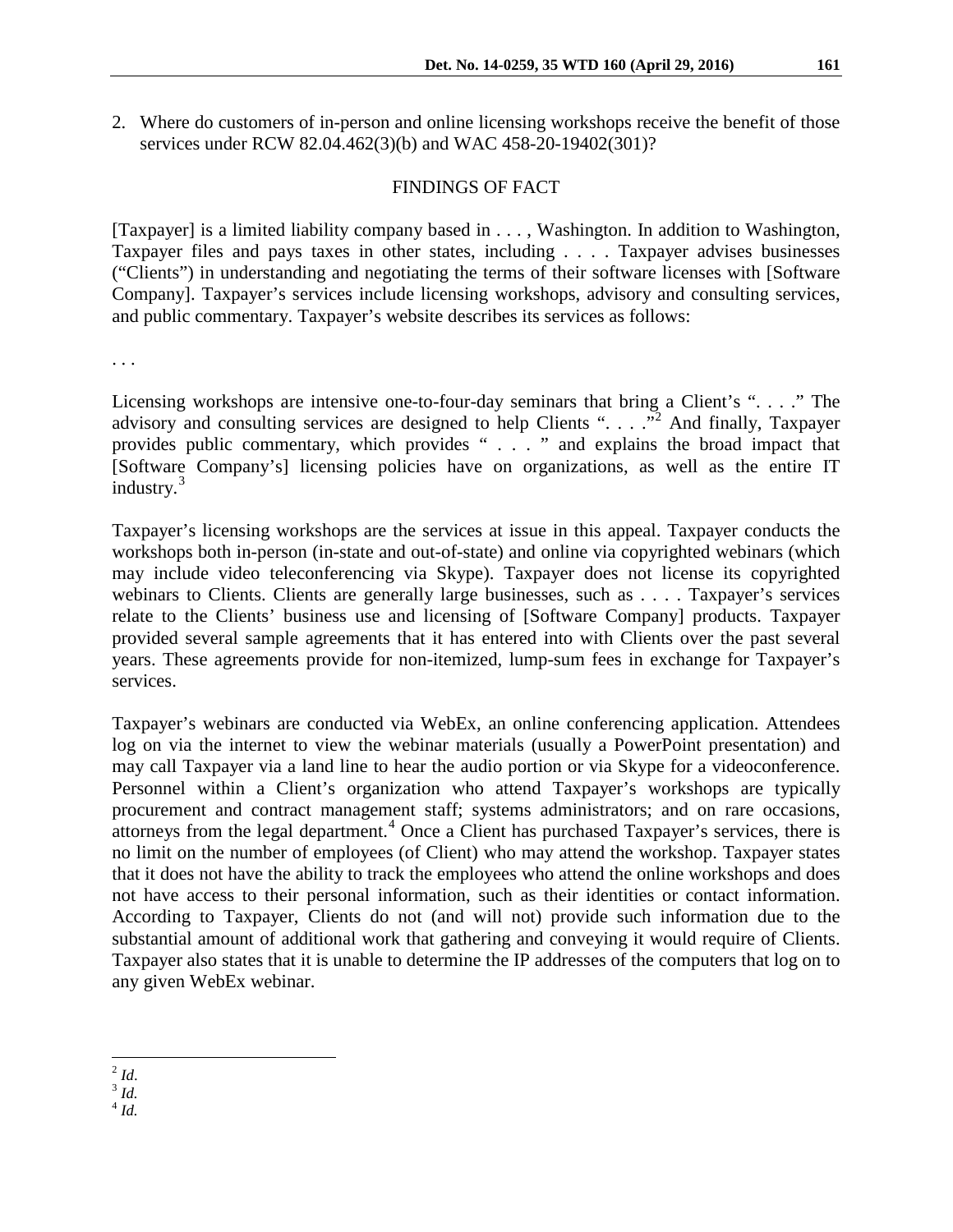2. Where do customers of in-person and online licensing workshops receive the benefit of those services under RCW 82.04.462(3)(b) and WAC 458-20-19402(301)?

## FINDINGS OF FACT

[Taxpayer] is a limited liability company based in . . . , Washington. In addition to Washington, Taxpayer files and pays taxes in other states, including . . . . Taxpayer advises businesses ("Clients") in understanding and negotiating the terms of their software licenses with [Software Company]. Taxpayer's services include licensing workshops, advisory and consulting services, and public commentary. Taxpayer's website describes its services as follows:

. . .

Licensing workshops are intensive one-to-four-day seminars that bring a Client's ". . . ." The advisory and consulting services are designed to help Clients ". . . ."[2] And finally, Taxpayer provides public commentary, which provides " . . . " and explains the broad impact that [Software Company's] licensing policies have on organizations, as well as the entire IT industry.[3]

Taxpayer's licensing workshops are the services at issue in this appeal. Taxpayer conducts the workshops both in-person (in-state and out-of-state) and online via copyrighted webinars (which may include video teleconferencing via Skype). Taxpayer does not license its copyrighted webinars to Clients. Clients are generally large businesses, such as . . . . Taxpayer's services relate to the Clients' business use and licensing of [Software Company] products. Taxpayer provided several sample agreements that it has entered into with Clients over the past several years. These agreements provide for non-itemized, lump-sum fees in exchange for Taxpayer's services.

Taxpayer's webinars are conducted via WebEx, an online conferencing application. Attendees log on via the internet to view the webinar materials (usually a PowerPoint presentation) and may call Taxpayer via a land line to hear the audio portion or via Skype for a videoconference. Personnel within a Client's organization who attend Taxpayer's workshops are typically procurement and contract management staff; systems administrators; and on rare occasions, attorneys from the legal department.[4] Once a Client has purchased Taxpayer's services, there is no limit on the number of employees (of Client) who may attend the workshop. Taxpayer states that it does not have the ability to track the employees who attend the online workshops and does not have access to their personal information, such as their identities or contact information. According to Taxpayer, Clients do not (and will not) provide such information due to the substantial amount of additional work that gathering and conveying it would require of Clients. Taxpayer also states that it is unable to determine the IP addresses of the computers that log on to any given WebEx webinar.

---

[2] *Id*.
[3] *Id.*
[4] *Id.*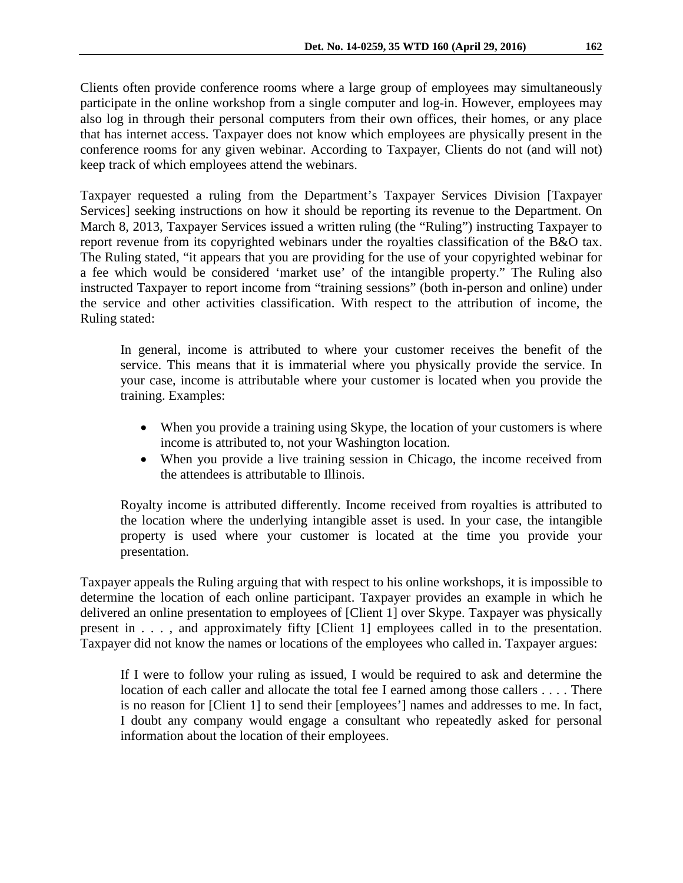Clients often provide conference rooms where a large group of employees may simultaneously participate in the online workshop from a single computer and log-in. However, employees may also log in through their personal computers from their own offices, their homes, or any place that has internet access. Taxpayer does not know which employees are physically present in the conference rooms for any given webinar. According to Taxpayer, Clients do not (and will not) keep track of which employees attend the webinars.

Taxpayer requested a ruling from the Department's Taxpayer Services Division [Taxpayer Services] seeking instructions on how it should be reporting its revenue to the Department. On March 8, 2013, Taxpayer Services issued a written ruling (the "Ruling") instructing Taxpayer to report revenue from its copyrighted webinars under the royalties classification of the B&O tax. The Ruling stated, "it appears that you are providing for the use of your copyrighted webinar for a fee which would be considered 'market use' of the intangible property." The Ruling also instructed Taxpayer to report income from "training sessions" (both in-person and online) under the service and other activities classification. With respect to the attribution of income, the Ruling stated:

> In general, income is attributed to where your customer receives the benefit of the service. This means that it is immaterial where you physically provide the service. In your case, income is attributable where your customer is located when you provide the training. Examples:
>
> - When you provide a training using Skype, the location of your customers is where income is attributed to, not your Washington location.
> - When you provide a live training session in Chicago, the income received from the attendees is attributable to Illinois.
>
> Royalty income is attributed differently. Income received from royalties is attributed to the location where the underlying intangible asset is used. In your case, the intangible property is used where your customer is located at the time you provide your presentation.

Taxpayer appeals the Ruling arguing that with respect to his online workshops, it is impossible to determine the location of each online participant. Taxpayer provides an example in which he delivered an online presentation to employees of [Client 1] over Skype. Taxpayer was physically present in . . . , and approximately fifty [Client 1] employees called in to the presentation. Taxpayer did not know the names or locations of the employees who called in. Taxpayer argues:

> If I were to follow your ruling as issued, I would be required to ask and determine the location of each caller and allocate the total fee I earned among those callers . . . . There is no reason for [Client 1] to send their [employees'] names and addresses to me. In fact, I doubt any company would engage a consultant who repeatedly asked for personal information about the location of their employees.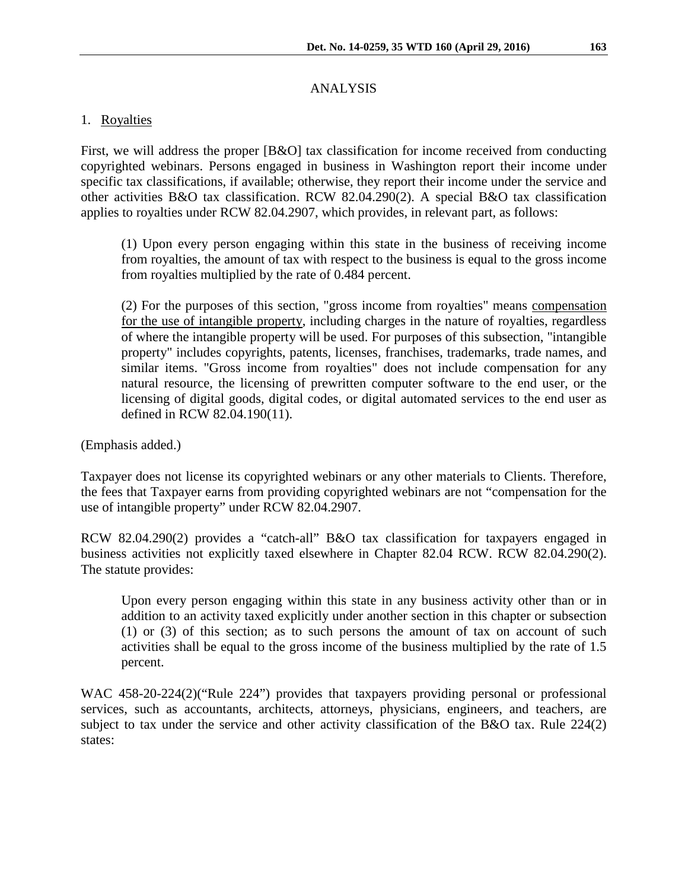## ANALYSIS

### 1. Royalties

First, we will address the proper [B&O] tax classification for income received from conducting copyrighted webinars. Persons engaged in business in Washington report their income under specific tax classifications, if available; otherwise, they report their income under the service and other activities B&O tax classification. RCW 82.04.290(2). A special B&O tax classification applies to royalties under RCW 82.04.2907, which provides, in relevant part, as follows:

> (1) Upon every person engaging within this state in the business of receiving income from royalties, the amount of tax with respect to the business is equal to the gross income from royalties multiplied by the rate of 0.484 percent.
>
> (2) For the purposes of this section, "gross income from royalties" means <u>compensation for the use of intangible property</u>, including charges in the nature of royalties, regardless of where the intangible property will be used. For purposes of this subsection, "intangible property" includes copyrights, patents, licenses, franchises, trademarks, trade names, and similar items. "Gross income from royalties" does not include compensation for any natural resource, the licensing of prewritten computer software to the end user, or the licensing of digital goods, digital codes, or digital automated services to the end user as defined in RCW 82.04.190(11).

(Emphasis added.)

Taxpayer does not license its copyrighted webinars or any other materials to Clients. Therefore, the fees that Taxpayer earns from providing copyrighted webinars are not "compensation for the use of intangible property" under RCW 82.04.2907.

RCW 82.04.290(2) provides a "catch-all" B&O tax classification for taxpayers engaged in business activities not explicitly taxed elsewhere in Chapter 82.04 RCW. RCW 82.04.290(2). The statute provides:

> Upon every person engaging within this state in any business activity other than or in addition to an activity taxed explicitly under another section in this chapter or subsection (1) or (3) of this section; as to such persons the amount of tax on account of such activities shall be equal to the gross income of the business multiplied by the rate of 1.5 percent.

WAC 458-20-224(2)("Rule 224") provides that taxpayers providing personal or professional services, such as accountants, architects, attorneys, physicians, engineers, and teachers, are subject to tax under the service and other activity classification of the B&O tax. Rule 224(2) states: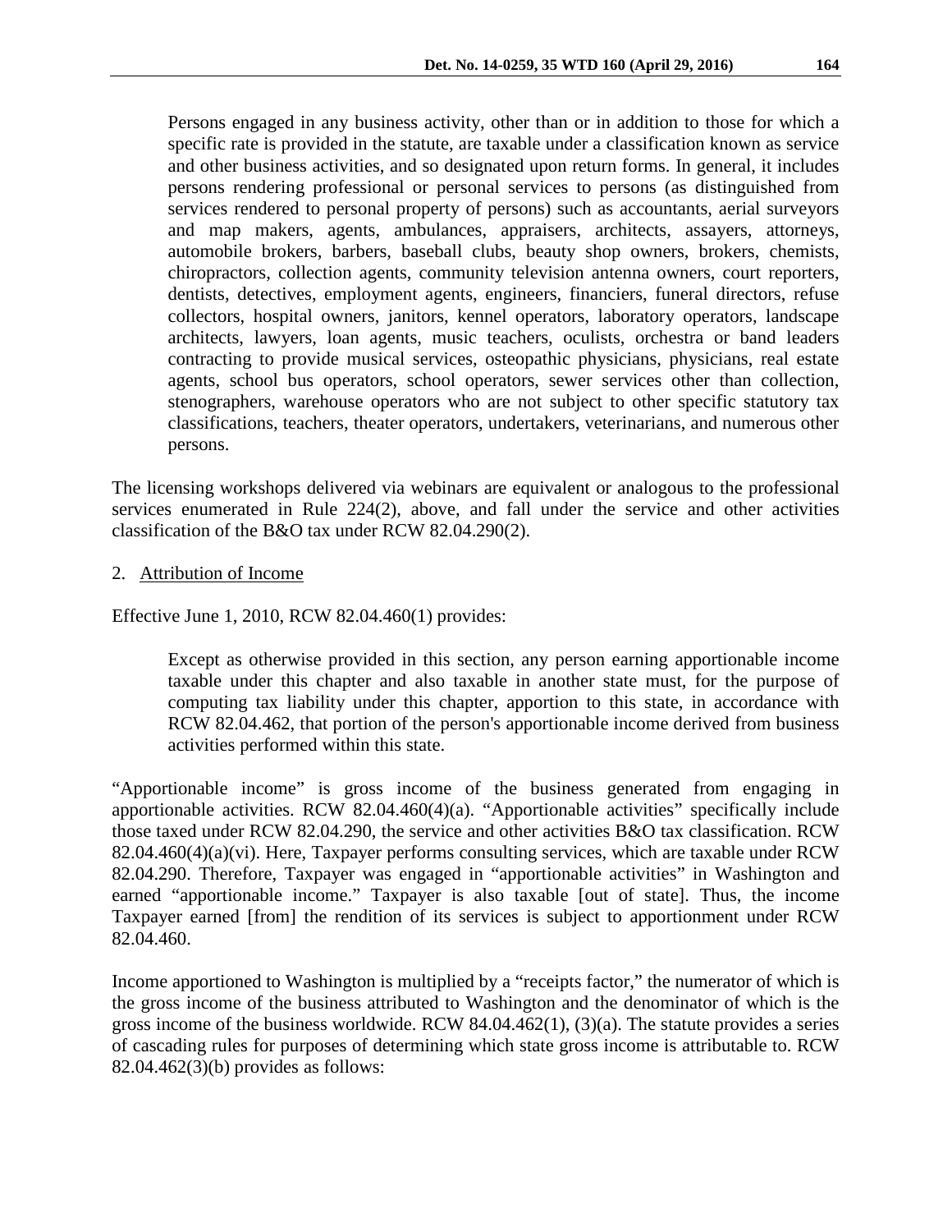> Persons engaged in any business activity, other than or in addition to those for which a specific rate is provided in the statute, are taxable under a classification known as service and other business activities, and so designated upon return forms. In general, it includes persons rendering professional or personal services to persons (as distinguished from services rendered to personal property of persons) such as accountants, aerial surveyors and map makers, agents, ambulances, appraisers, architects, assayers, attorneys, automobile brokers, barbers, baseball clubs, beauty shop owners, brokers, chemists, chiropractors, collection agents, community television antenna owners, court reporters, dentists, detectives, employment agents, engineers, financiers, funeral directors, refuse collectors, hospital owners, janitors, kennel operators, laboratory operators, landscape architects, lawyers, loan agents, music teachers, oculists, orchestra or band leaders contracting to provide musical services, osteopathic physicians, physicians, real estate agents, school bus operators, school operators, sewer services other than collection, stenographers, warehouse operators who are not subject to other specific statutory tax classifications, teachers, theater operators, undertakers, veterinarians, and numerous other persons.

The licensing workshops delivered via webinars are equivalent or analogous to the professional services enumerated in Rule 224(2), above, and fall under the service and other activities classification of the B&O tax under RCW 82.04.290(2).

2. Attribution of Income

Effective June 1, 2010, RCW 82.04.460(1) provides:

> Except as otherwise provided in this section, any person earning apportionable income taxable under this chapter and also taxable in another state must, for the purpose of computing tax liability under this chapter, apportion to this state, in accordance with RCW 82.04.462, that portion of the person's apportionable income derived from business activities performed within this state.

"Apportionable income" is gross income of the business generated from engaging in apportionable activities. RCW 82.04.460(4)(a). "Apportionable activities" specifically include those taxed under RCW 82.04.290, the service and other activities B&O tax classification. RCW 82.04.460(4)(a)(vi). Here, Taxpayer performs consulting services, which are taxable under RCW 82.04.290. Therefore, Taxpayer was engaged in "apportionable activities" in Washington and earned "apportionable income." Taxpayer is also taxable [out of state]. Thus, the income Taxpayer earned [from] the rendition of its services is subject to apportionment under RCW 82.04.460.

Income apportioned to Washington is multiplied by a "receipts factor," the numerator of which is the gross income of the business attributed to Washington and the denominator of which is the gross income of the business worldwide. RCW 84.04.462(1), (3)(a). The statute provides a series of cascading rules for purposes of determining which state gross income is attributable to. RCW 82.04.462(3)(b) provides as follows: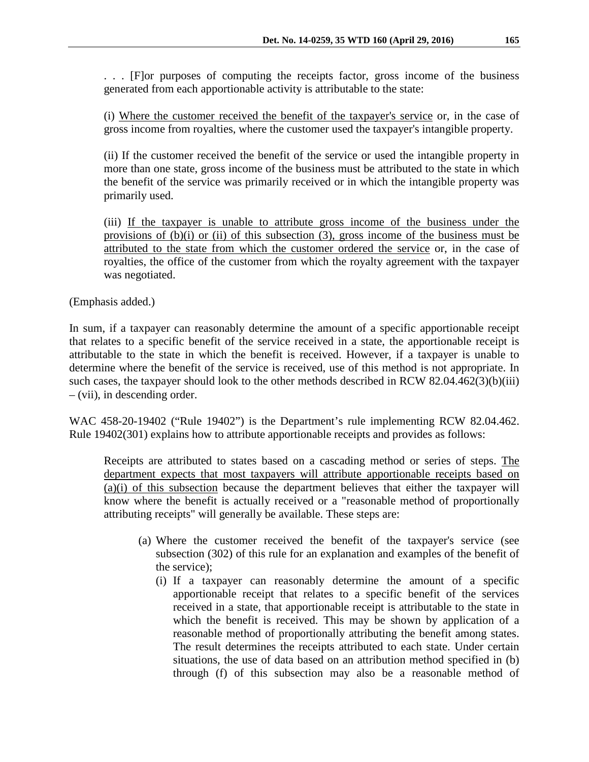> . . . [F]or purposes of computing the receipts factor, gross income of the business generated from each apportionable activity is attributable to the state:
>
> (i) <u>Where the customer received the benefit of the taxpayer's service</u> or, in the case of gross income from royalties, where the customer used the taxpayer's intangible property.
>
> (ii) If the customer received the benefit of the service or used the intangible property in more than one state, gross income of the business must be attributed to the state in which the benefit of the service was primarily received or in which the intangible property was primarily used.
>
> (iii) <u>If the taxpayer is unable to attribute gross income of the business under the provisions of (b)(i) or (ii) of this subsection (3), gross income of the business must be attributed to the state from which the customer ordered the service</u> or, in the case of royalties, the office of the customer from which the royalty agreement with the taxpayer was negotiated.

(Emphasis added.)

In sum, if a taxpayer can reasonably determine the amount of a specific apportionable receipt that relates to a specific benefit of the service received in a state, the apportionable receipt is attributable to the state in which the benefit is received. However, if a taxpayer is unable to determine where the benefit of the service is received, use of this method is not appropriate. In such cases, the taxpayer should look to the other methods described in RCW 82.04.462(3)(b)(iii) – (vii), in descending order.

WAC 458-20-19402 ("Rule 19402") is the Department's rule implementing RCW 82.04.462. Rule 19402(301) explains how to attribute apportionable receipts and provides as follows:

> Receipts are attributed to states based on a cascading method or series of steps. <u>The department expects that most taxpayers will attribute apportionable receipts based on (a)(i) of this subsection</u> because the department believes that either the taxpayer will know where the benefit is actually received or a "reasonable method of proportionally attributing receipts" will generally be available. These steps are:
>
> (a) Where the customer received the benefit of the taxpayer's service (see subsection (302) of this rule for an explanation and examples of the benefit of the service);
>
> (i) If a taxpayer can reasonably determine the amount of a specific apportionable receipt that relates to a specific benefit of the services received in a state, that apportionable receipt is attributable to the state in which the benefit is received. This may be shown by application of a reasonable method of proportionally attributing the benefit among states. The result determines the receipts attributed to each state. Under certain situations, the use of data based on an attribution method specified in (b) through (f) of this subsection may also be a reasonable method of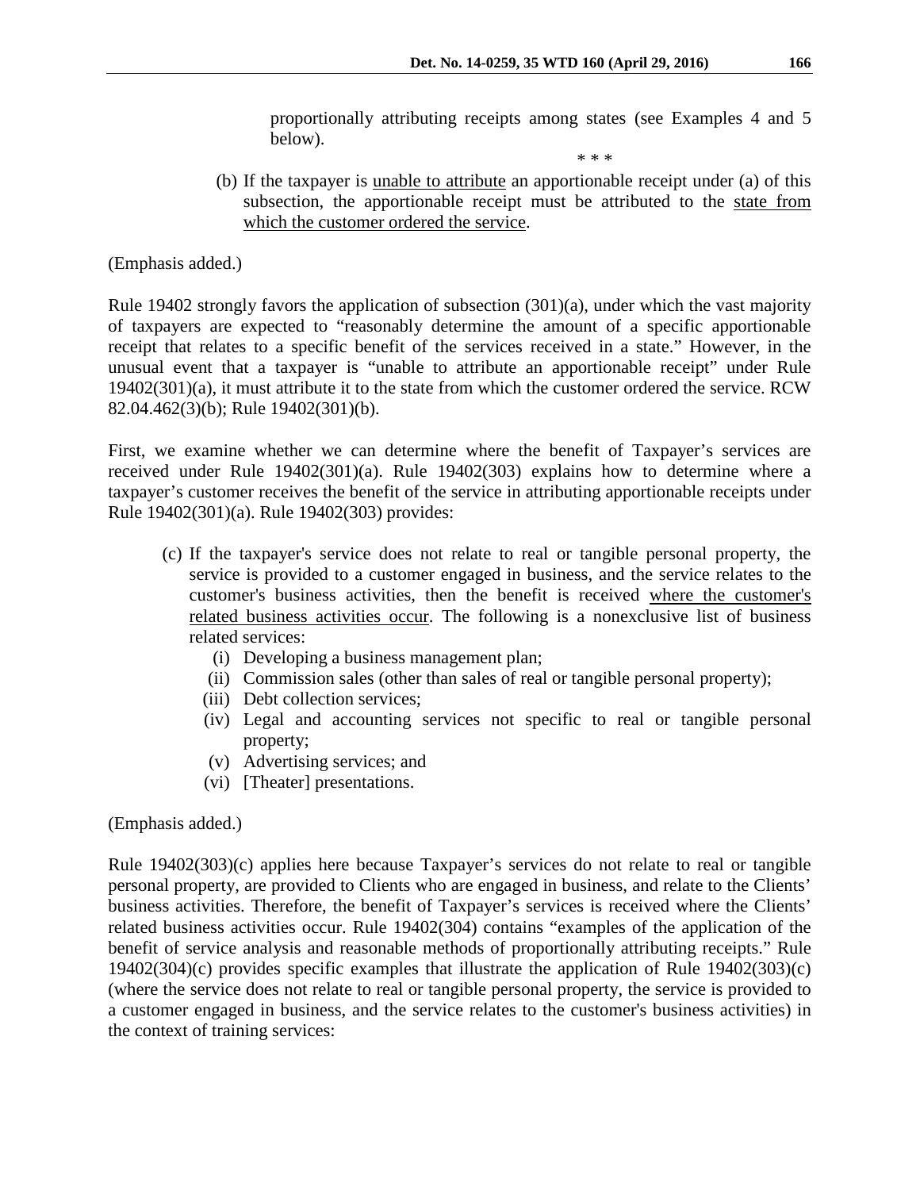> proportionally attributing receipts among states (see Examples 4 and 5 below).
>
> \* \* \*
>
> (b) If the taxpayer is <u>unable to attribute</u> an apportionable receipt under (a) of this subsection, the apportionable receipt must be attributed to the <u>state from which the customer ordered the service</u>.

(Emphasis added.)

Rule 19402 strongly favors the application of subsection (301)(a), under which the vast majority of taxpayers are expected to "reasonably determine the amount of a specific apportionable receipt that relates to a specific benefit of the services received in a state." However, in the unusual event that a taxpayer is "unable to attribute an apportionable receipt" under Rule 19402(301)(a), it must attribute it to the state from which the customer ordered the service. RCW 82.04.462(3)(b); Rule 19402(301)(b).

First, we examine whether we can determine where the benefit of Taxpayer's services are received under Rule 19402(301)(a). Rule 19402(303) explains how to determine where a taxpayer's customer receives the benefit of the service in attributing apportionable receipts under Rule 19402(301)(a). Rule 19402(303) provides:

> (c) If the taxpayer's service does not relate to real or tangible personal property, the service is provided to a customer engaged in business, and the service relates to the customer's business activities, then the benefit is received <u>where the customer's related business activities occur</u>. The following is a nonexclusive list of business related services:
>
> (i) Developing a business management plan;
>
> (ii) Commission sales (other than sales of real or tangible personal property);
>
> (iii) Debt collection services;
>
> (iv) Legal and accounting services not specific to real or tangible personal property;
>
> (v) Advertising services; and
>
> (vi) [Theater] presentations.

(Emphasis added.)

Rule 19402(303)(c) applies here because Taxpayer's services do not relate to real or tangible personal property, are provided to Clients who are engaged in business, and relate to the Clients' business activities. Therefore, the benefit of Taxpayer's services is received where the Clients' related business activities occur. Rule 19402(304) contains "examples of the application of the benefit of service analysis and reasonable methods of proportionally attributing receipts." Rule 19402(304)(c) provides specific examples that illustrate the application of Rule 19402(303)(c) (where the service does not relate to real or tangible personal property, the service is provided to a customer engaged in business, and the service relates to the customer's business activities) in the context of training services: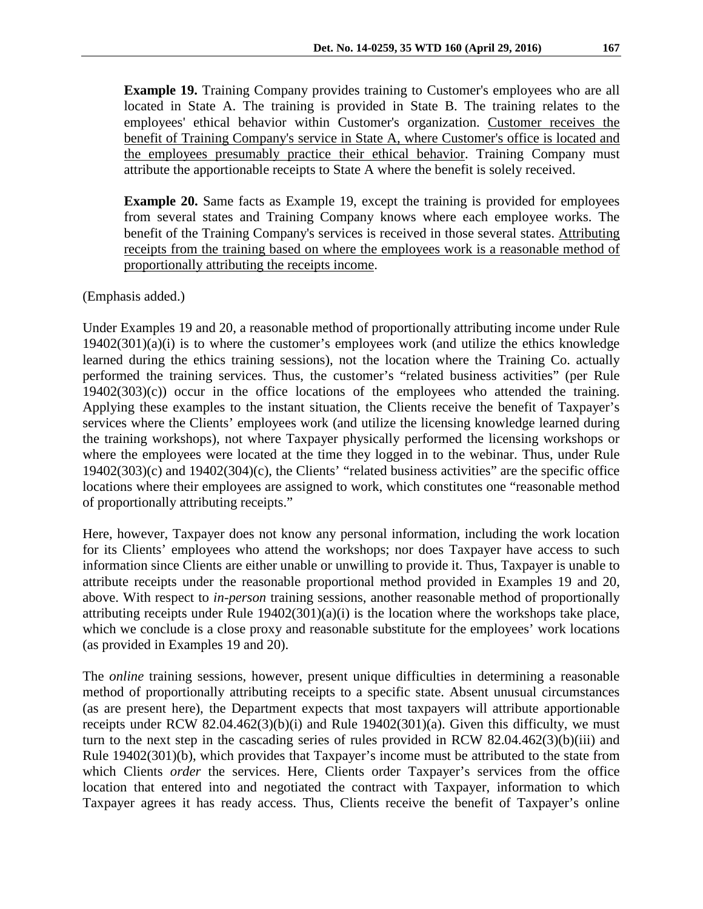> **Example 19.** Training Company provides training to Customer's employees who are all located in State A. The training is provided in State B. The training relates to the employees' ethical behavior within Customer's organization. <u>Customer receives the benefit of Training Company's service in State A, where Customer's office is located and the employees presumably practice their ethical behavior</u>. Training Company must attribute the apportionable receipts to State A where the benefit is solely received.
>
> **Example 20.** Same facts as Example 19, except the training is provided for employees from several states and Training Company knows where each employee works. The benefit of the Training Company's services is received in those several states. <u>Attributing receipts from the training based on where the employees work is a reasonable method of proportionally attributing the receipts income</u>.

(Emphasis added.)

Under Examples 19 and 20, a reasonable method of proportionally attributing income under Rule 19402(301)(a)(i) is to where the customer's employees work (and utilize the ethics knowledge learned during the ethics training sessions), not the location where the Training Co. actually performed the training services. Thus, the customer's "related business activities" (per Rule 19402(303)(c)) occur in the office locations of the employees who attended the training. Applying these examples to the instant situation, the Clients receive the benefit of Taxpayer's services where the Clients' employees work (and utilize the licensing knowledge learned during the training workshops), not where Taxpayer physically performed the licensing workshops or where the employees were located at the time they logged in to the webinar. Thus, under Rule 19402(303)(c) and 19402(304)(c), the Clients' "related business activities" are the specific office locations where their employees are assigned to work, which constitutes one "reasonable method of proportionally attributing receipts."

Here, however, Taxpayer does not know any personal information, including the work location for its Clients' employees who attend the workshops; nor does Taxpayer have access to such information since Clients are either unable or unwilling to provide it. Thus, Taxpayer is unable to attribute receipts under the reasonable proportional method provided in Examples 19 and 20, above. With respect to *in-person* training sessions, another reasonable method of proportionally attributing receipts under Rule 19402(301)(a)(i) is the location where the workshops take place, which we conclude is a close proxy and reasonable substitute for the employees' work locations (as provided in Examples 19 and 20).

The *online* training sessions, however, present unique difficulties in determining a reasonable method of proportionally attributing receipts to a specific state. Absent unusual circumstances (as are present here), the Department expects that most taxpayers will attribute apportionable receipts under RCW 82.04.462(3)(b)(i) and Rule 19402(301)(a). Given this difficulty, we must turn to the next step in the cascading series of rules provided in RCW 82.04.462(3)(b)(iii) and Rule 19402(301)(b), which provides that Taxpayer's income must be attributed to the state from which Clients *order* the services. Here, Clients order Taxpayer's services from the office location that entered into and negotiated the contract with Taxpayer, information to which Taxpayer agrees it has ready access. Thus, Clients receive the benefit of Taxpayer's online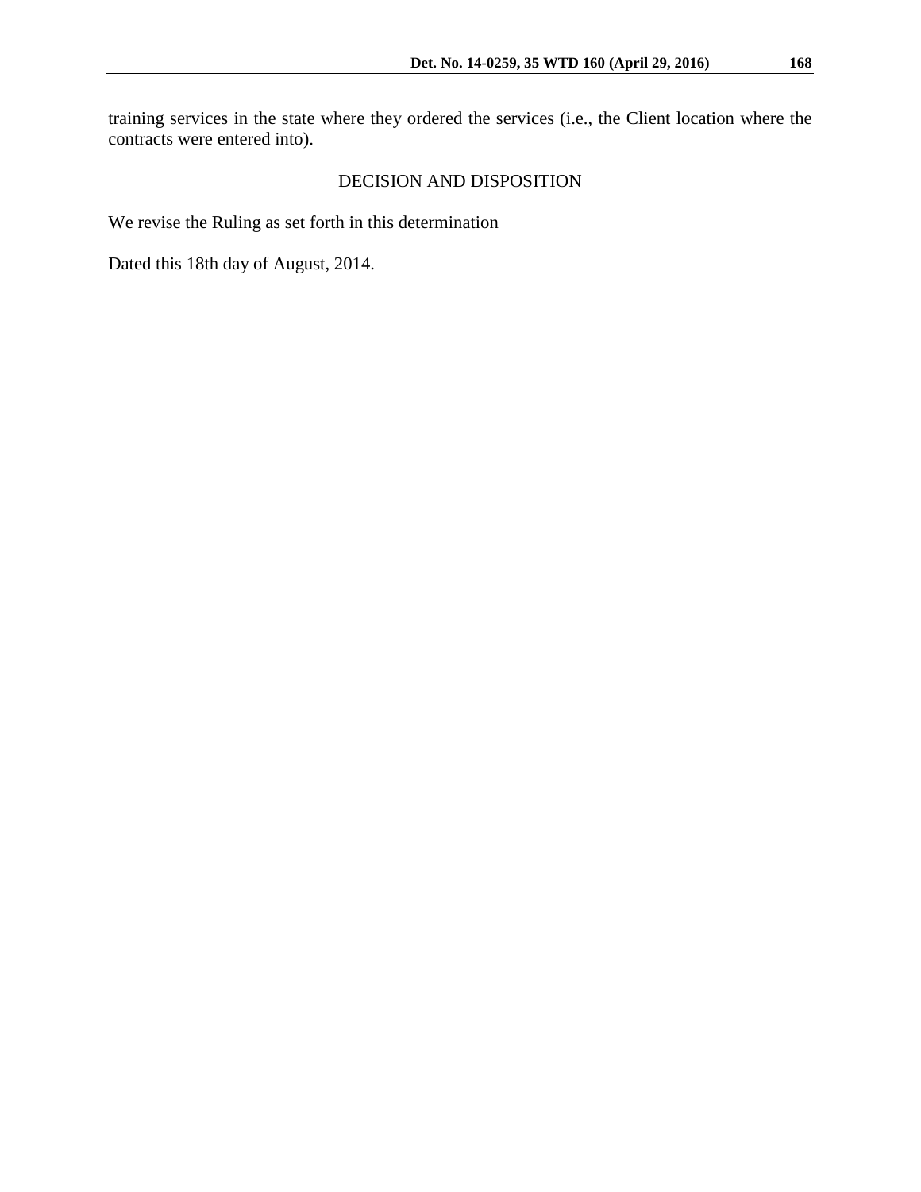training services in the state where they ordered the services (i.e., the Client location where the contracts were entered into).

## DECISION AND DISPOSITION

We revise the Ruling as set forth in this determination

Dated this 18th day of August, 2014.